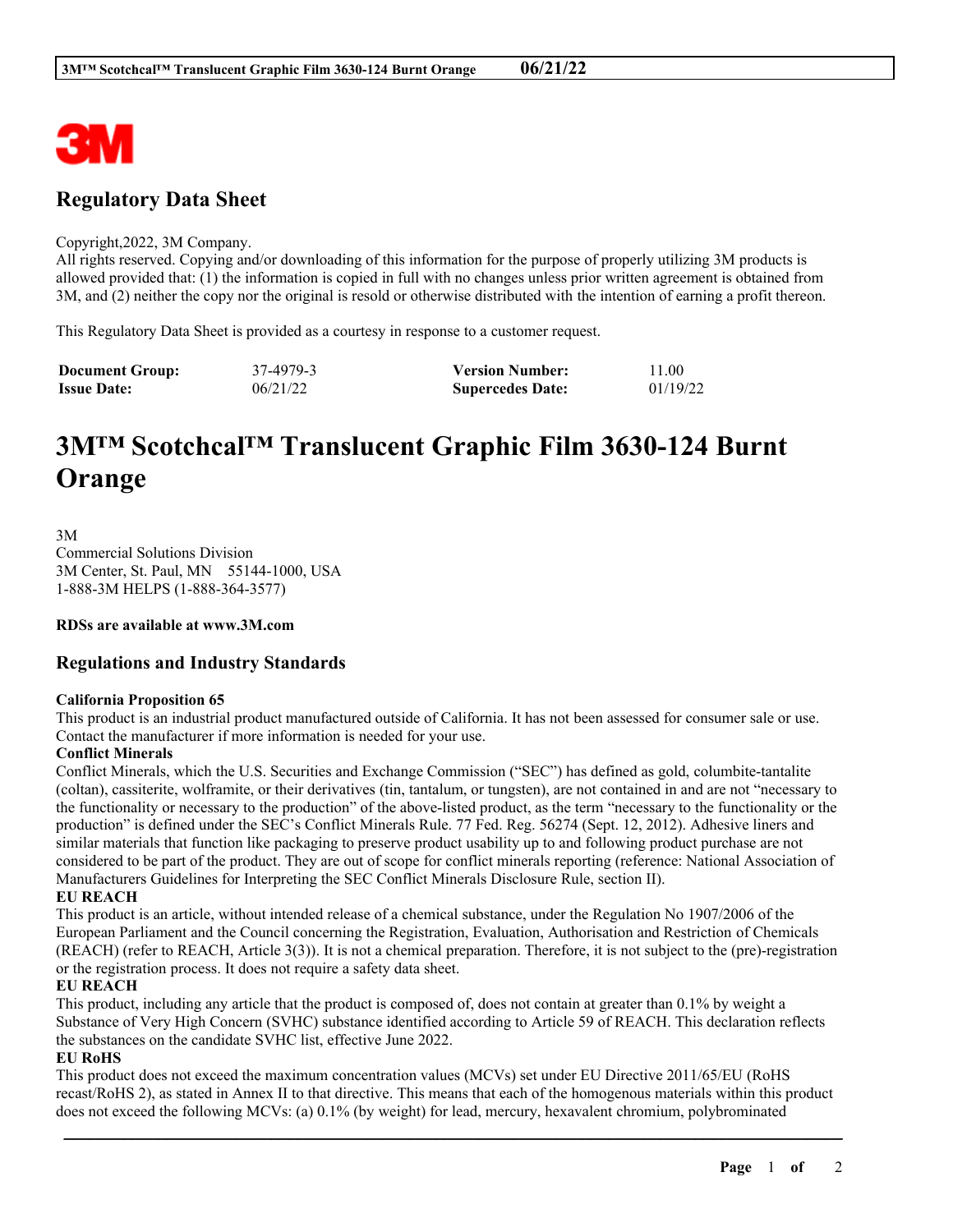## Regulatory Data Sheet

Copyright,2022, 3M Company.
All rights reserved. Copying and/or downloading of this information for the purpose of properly utilizing 3M products is allowed provided that: (1) the information is copied in full with no changes unless prior written agreement is obtained from 3M, and (2) neither the copy nor the original is resold or otherwise distributed with the intention of earning a profit thereon.

This Regulatory Data Sheet is provided as a courtesy in response to a customer request.

| | | | |
|---|---|---|---|
| **Document Group:** | 37-4979-3 | **Version Number:** | 11.00 |
| **Issue Date:** | 06/21/22 | **Supercedes Date:** | 01/19/22 |

# 3M™ Scotchcal™ Translucent Graphic Film 3630-124 Burnt Orange

3M
Commercial Solutions Division
3M Center, St. Paul, MN 55144-1000, USA
1-888-3M HELPS (1-888-364-3577)

**RDSs are available at www.3M.com**

## Regulations and Industry Standards

**California Proposition 65**
This product is an industrial product manufactured outside of California. It has not been assessed for consumer sale or use. Contact the manufacturer if more information is needed for your use.

**Conflict Minerals**
Conflict Minerals, which the U.S. Securities and Exchange Commission ("SEC") has defined as gold, columbite-tantalite (coltan), cassiterite, wolframite, or their derivatives (tin, tantalum, or tungsten), are not contained in and are not "necessary to the functionality or necessary to the production" of the above-listed product, as the term "necessary to the functionality or the production" is defined under the SEC's Conflict Minerals Rule. 77 Fed. Reg. 56274 (Sept. 12, 2012). Adhesive liners and similar materials that function like packaging to preserve product usability up to and following product purchase are not considered to be part of the product. They are out of scope for conflict minerals reporting (reference: National Association of Manufacturers Guidelines for Interpreting the SEC Conflict Minerals Disclosure Rule, section II).

**EU REACH**
This product is an article, without intended release of a chemical substance, under the Regulation No 1907/2006 of the European Parliament and the Council concerning the Registration, Evaluation, Authorisation and Restriction of Chemicals (REACH) (refer to REACH, Article 3(3)). It is not a chemical preparation. Therefore, it is not subject to the (pre)-registration or the registration process. It does not require a safety data sheet.

**EU REACH**
This product, including any article that the product is composed of, does not contain at greater than 0.1% by weight a Substance of Very High Concern (SVHC) substance identified according to Article 59 of REACH. This declaration reflects the substances on the candidate SVHC list, effective June 2022.

**EU RoHS**
This product does not exceed the maximum concentration values (MCVs) set under EU Directive 2011/65/EU (RoHS recast/RoHS 2), as stated in Annex II to that directive. This means that each of the homogenous materials within this product does not exceed the following MCVs: (a) 0.1% (by weight) for lead, mercury, hexavalent chromium, polybrominated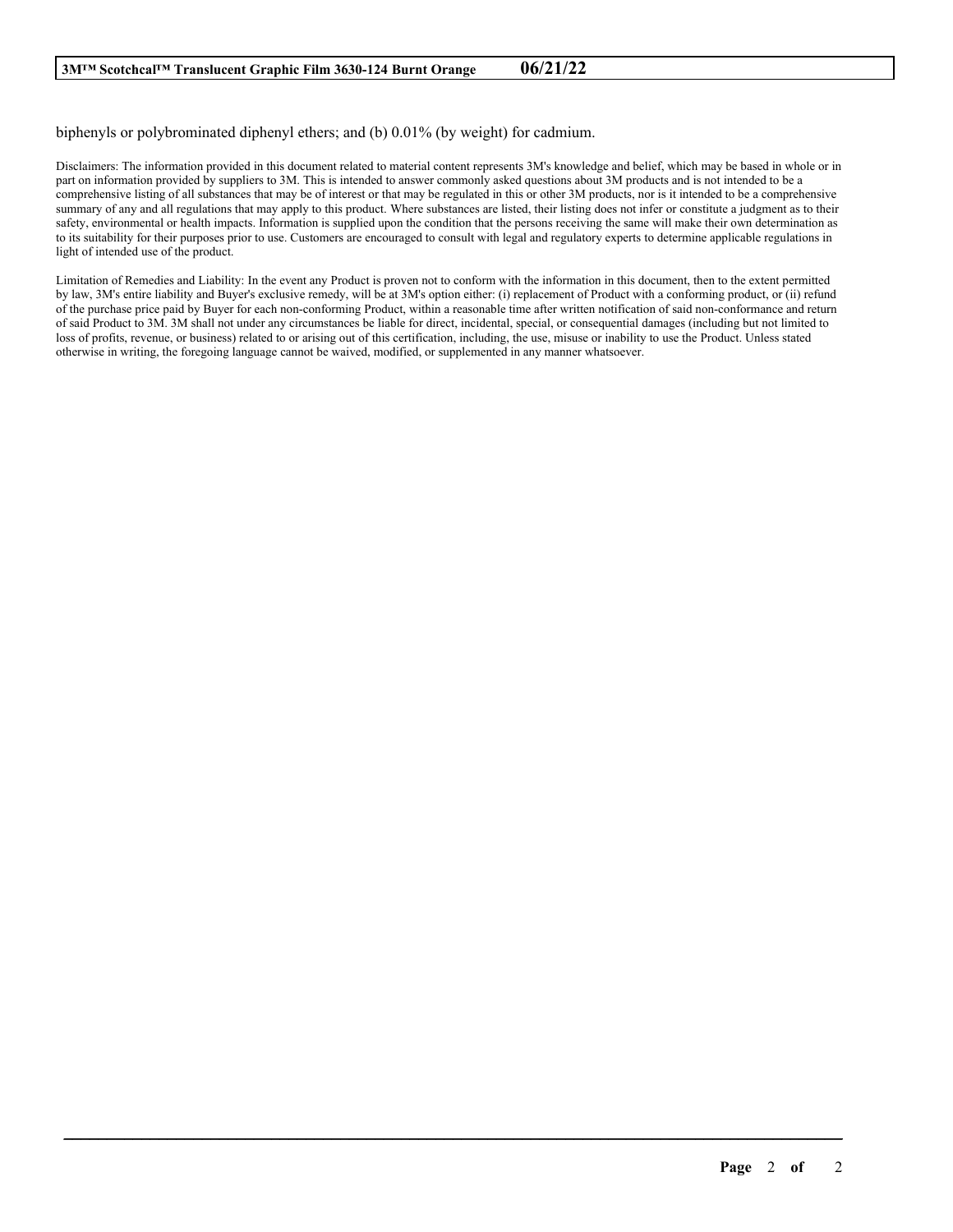biphenyls or polybrominated diphenyl ethers; and (b) 0.01% (by weight) for cadmium.

Disclaimers: The information provided in this document related to material content represents 3M's knowledge and belief, which may be based in whole or in part on information provided by suppliers to 3M. This is intended to answer commonly asked questions about 3M products and is not intended to be a comprehensive listing of all substances that may be of interest or that may be regulated in this or other 3M products, nor is it intended to be a comprehensive summary of any and all regulations that may apply to this product. Where substances are listed, their listing does not infer or constitute a judgment as to their safety, environmental or health impacts. Information is supplied upon the condition that the persons receiving the same will make their own determination as to its suitability for their purposes prior to use. Customers are encouraged to consult with legal and regulatory experts to determine applicable regulations in light of intended use of the product.

Limitation of Remedies and Liability: In the event any Product is proven not to conform with the information in this document, then to the extent permitted by law, 3M's entire liability and Buyer's exclusive remedy, will be at 3M's option either: (i) replacement of Product with a conforming product, or (ii) refund of the purchase price paid by Buyer for each non-conforming Product, within a reasonable time after written notification of said non-conformance and return of said Product to 3M. 3M shall not under any circumstances be liable for direct, incidental, special, or consequential damages (including but not limited to loss of profits, revenue, or business) related to or arising out of this certification, including, the use, misuse or inability to use the Product. Unless stated otherwise in writing, the foregoing language cannot be waived, modified, or supplemented in any manner whatsoever.